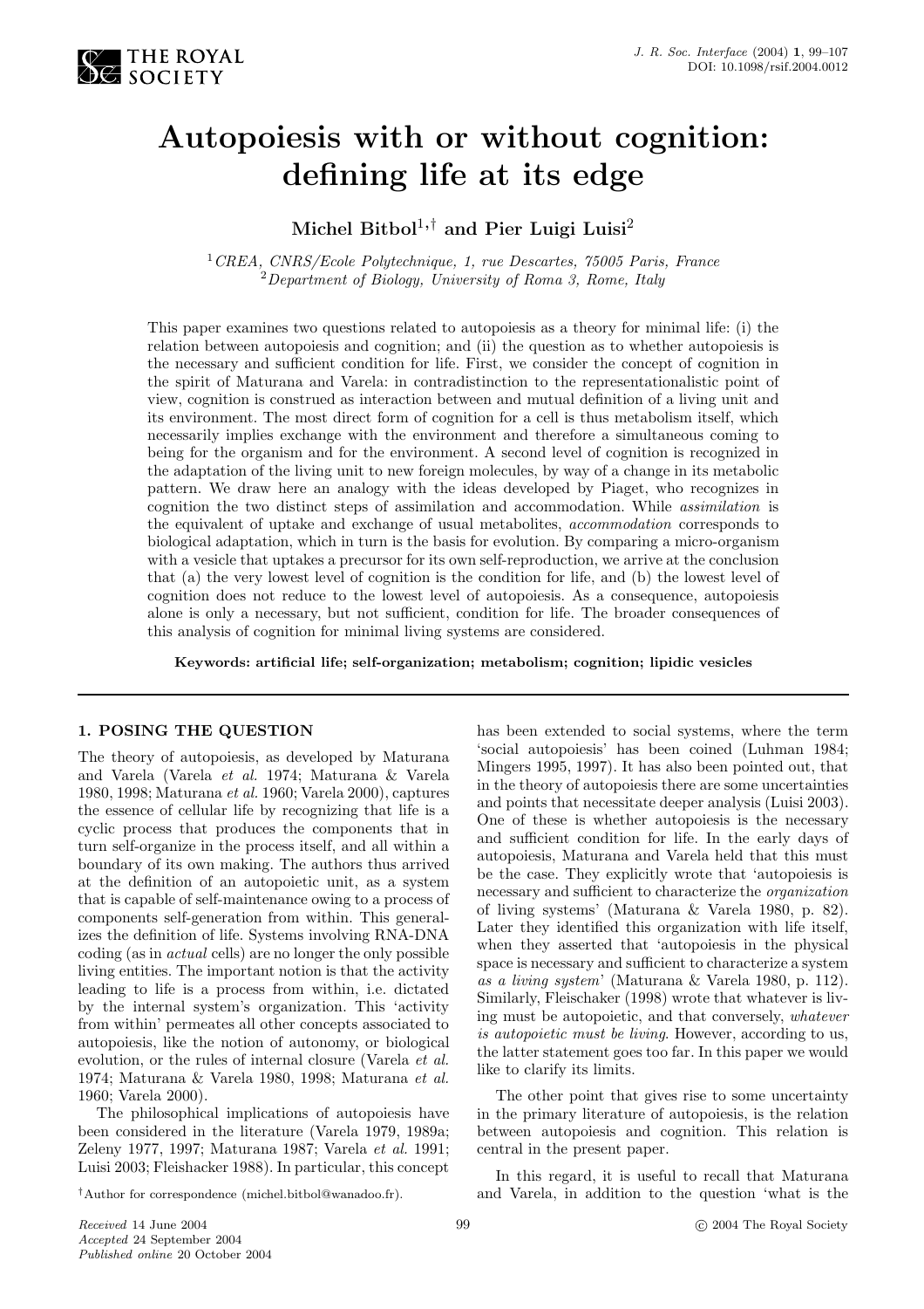# Autopoiesis with or without cognition: defining life at its edge

**Michel Bitbol[1,†] and Pier Luigi Luisi[2]**

[1] *CREA, CNRS/Ecole Polytechnique, 1, rue Descartes, 75005 Paris, France*
[2] *Department of Biology, University of Roma 3, Rome, Italy*

This paper examines two questions related to autopoiesis as a theory for minimal life: (i) the relation between autopoiesis and cognition; and (ii) the question as to whether autopoiesis is the necessary and sufficient condition for life. First, we consider the concept of cognition in the spirit of Maturana and Varela: in contradistinction to the representationalistic point of view, cognition is construed as interaction between and mutual definition of a living unit and its environment. The most direct form of cognition for a cell is thus metabolism itself, which necessarily implies exchange with the environment and therefore a simultaneous coming to being for the organism and for the environment. A second level of cognition is recognized in the adaptation of the living unit to new foreign molecules, by way of a change in its metabolic pattern. We draw here an analogy with the ideas developed by Piaget, who recognizes in cognition the two distinct steps of assimilation and accommodation. While *assimilation* is the equivalent of uptake and exchange of usual metabolites, *accommodation* corresponds to biological adaptation, which in turn is the basis for evolution. By comparing a micro-organism with a vesicle that uptakes a precursor for its own self-reproduction, we arrive at the conclusion that (a) the very lowest level of cognition is the condition for life, and (b) the lowest level of cognition does not reduce to the lowest level of autopoiesis. As a consequence, autopoiesis alone is only a necessary, but not sufficient, condition for life. The broader consequences of this analysis of cognition for minimal living systems are considered.

**Keywords: artificial life; self-organization; metabolism; cognition; lipidic vesicles**

## 1. POSING THE QUESTION

The theory of autopoiesis, as developed by Maturana and Varela (Varela *et al.* 1974; Maturana & Varela 1980, 1998; Maturana *et al.* 1960; Varela 2000), captures the essence of cellular life by recognizing that life is a cyclic process that produces the components that in turn self-organize in the process itself, and all within a boundary of its own making. The authors thus arrived at the definition of an autopoietic unit, as a system that is capable of self-maintenance owing to a process of components self-generation from within. This generalizes the definition of life. Systems involving RNA-DNA coding (as in *actual* cells) are no longer the only possible living entities. The important notion is that the activity leading to life is a process from within, i.e. dictated by the internal system's organization. This 'activity from within' permeates all other concepts associated to autopoiesis, like the notion of autonomy, or biological evolution, or the rules of internal closure (Varela *et al.* 1974; Maturana & Varela 1980, 1998; Maturana *et al.* 1960; Varela 2000).

The philosophical implications of autopoiesis have been considered in the literature (Varela 1979, 1989a; Zeleny 1977, 1997; Maturana 1987; Varela *et al.* 1991; Luisi 2003; Fleishacker 1988). In particular, this concept has been extended to social systems, where the term 'social autopoiesis' has been coined (Luhman 1984; Mingers 1995, 1997). It has also been pointed out, that in the theory of autopoiesis there are some uncertainties and points that necessitate deeper analysis (Luisi 2003). One of these is whether autopoiesis is the necessary and sufficient condition for life. In the early days of autopoiesis, Maturana and Varela held that this must be the case. They explicitly wrote that 'autopoiesis is necessary and sufficient to characterize the *organization* of living systems' (Maturana & Varela 1980, p. 82). Later they identified this organization with life itself, when they asserted that 'autopoiesis in the physical space is necessary and sufficient to characterize a system *as a living system*' (Maturana & Varela 1980, p. 112). Similarly, Fleischaker (1998) wrote that whatever is living must be autopoietic, and that conversely, *whatever is autopoietic must be living*. However, according to us, the latter statement goes too far. In this paper we would like to clarify its limits.

The other point that gives rise to some uncertainty in the primary literature of autopoiesis, is the relation between autopoiesis and cognition. This relation is central in the present paper.

In this regard, it is useful to recall that Maturana and Varela, in addition to the question 'what is the

†Author for correspondence (michel.bitbol@wanadoo.fr).

*Received* 14 June 2004
*Accepted* 24 September 2004
*Published online* 20 October 2004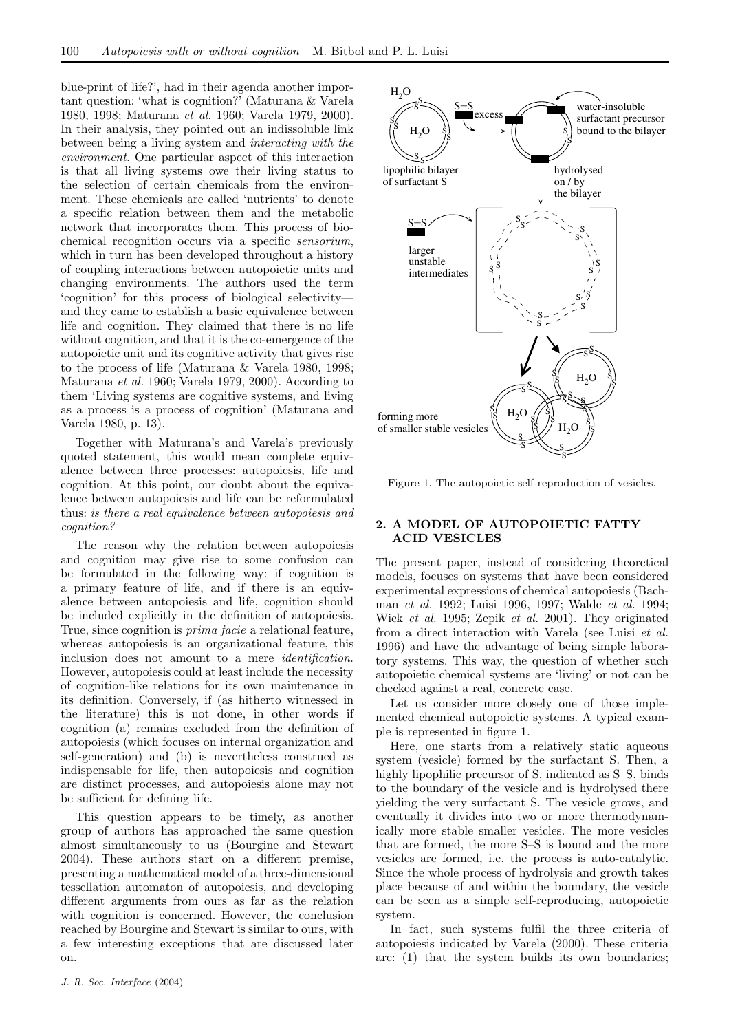blue-print of life?', had in their agenda another important question: 'what is cognition?' (Maturana & Varela 1980, 1998; Maturana *et al.* 1960; Varela 1979, 2000). In their analysis, they pointed out an indissoluble link between being a living system and *interacting with the environment*. One particular aspect of this interaction is that all living systems owe their living status to the selection of certain chemicals from the environment. These chemicals are called 'nutrients' to denote a specific relation between them and the metabolic network that incorporates them. This process of biochemical recognition occurs via a specific *sensorium*, which in turn has been developed throughout a history of coupling interactions between autopoietic units and changing environments. The authors used the term 'cognition' for this process of biological selectivity—and they came to establish a basic equivalence between life and cognition. They claimed that there is no life without cognition, and that it is the co-emergence of the autopoietic unit and its cognitive activity that gives rise to the process of life (Maturana & Varela 1980, 1998; Maturana *et al.* 1960; Varela 1979, 2000). According to them 'Living systems are cognitive systems, and living as a process is a process of cognition' (Maturana and Varela 1980, p. 13).

Together with Maturana's and Varela's previously quoted statement, this would mean complete equivalence between three processes: autopoiesis, life and cognition. At this point, our doubt about the equivalence between autopoiesis and life can be reformulated thus: *is there a real equivalence between autopoiesis and cognition?*

The reason why the relation between autopoiesis and cognition may give rise to some confusion can be formulated in the following way: if cognition is a primary feature of life, and if there is an equivalence between autopoiesis and life, cognition should be included explicitly in the definition of autopoiesis. True, since cognition is *prima facie* a relational feature, whereas autopoiesis is an organizational feature, this inclusion does not amount to a mere *identification*. However, autopoiesis could at least include the necessity of cognition-like relations for its own maintenance in its definition. Conversely, if (as hitherto witnessed in the literature) this is not done, in other words if cognition (a) remains excluded from the definition of autopoiesis (which focuses on internal organization and self-generation) and (b) is nevertheless construed as indispensable for life, then autopoiesis and cognition are distinct processes, and autopoiesis alone may not be sufficient for defining life.

This question appears to be timely, as another group of authors has approached the same question almost simultaneously to us (Bourgine and Stewart 2004). These authors start on a different premise, presenting a mathematical model of a three-dimensional tessellation automaton of autopoiesis, and developing different arguments from ours as far as the relation with cognition is concerned. However, the conclusion reached by Bourgine and Stewart is similar to ours, with a few interesting exceptions that are discussed later on.

$H_2O$
S–S
excess
water-insoluble surfactant precursor bound to the bilayer
lipophilic bilayer of surfactant S
hydrolysed on / by the bilayer
S–S
larger unstable intermediates
forming more of smaller stable vesicles

Figure 1. The autopoietic self-reproduction of vesicles.

## 2. A MODEL OF AUTOPOIETIC FATTY ACID VESICLES

The present paper, instead of considering theoretical models, focuses on systems that have been considered experimental expressions of chemical autopoiesis (Bachman *et al.* 1992; Luisi 1996, 1997; Walde *et al.* 1994; Wick *et al.* 1995; Zepik *et al.* 2001). They originated from a direct interaction with Varela (see Luisi *et al.* 1996) and have the advantage of being simple laboratory systems. This way, the question of whether such autopoietic chemical systems are 'living' or not can be checked against a real, concrete case.

Let us consider more closely one of those implemented chemical autopoietic systems. A typical example is represented in figure 1.

Here, one starts from a relatively static aqueous system (vesicle) formed by the surfactant S. Then, a highly lipophilic precursor of S, indicated as S–S, binds to the boundary of the vesicle and is hydrolysed there yielding the very surfactant S. The vesicle grows, and eventually it divides into two or more thermodynamically more stable smaller vesicles. The more vesicles that are formed, the more S–S is bound and the more vesicles are formed, i.e. the process is auto-catalytic. Since the whole process of hydrolysis and growth takes place because of and within the boundary, the vesicle can be seen as a simple self-reproducing, autopoietic system.

In fact, such systems fulfil the three criteria of autopoiesis indicated by Varela (2000). These criteria are: (1) that the system builds its own boundaries;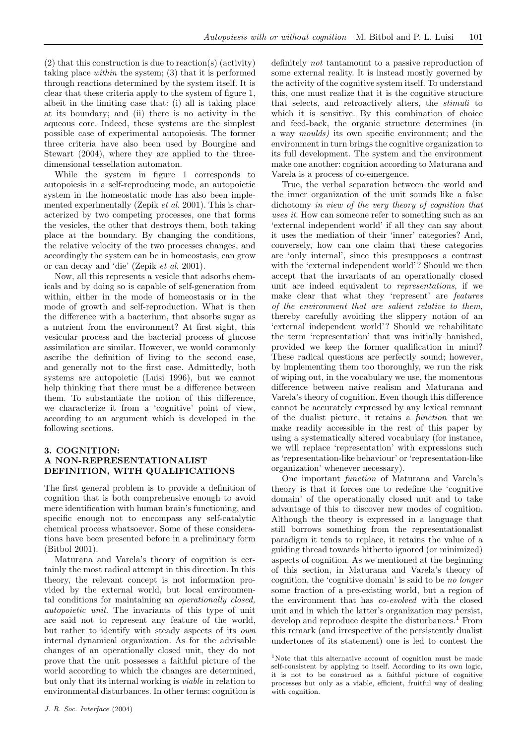(2) that this construction is due to reaction(s) (activity) taking place *within* the system; (3) that it is performed through reactions determined by the system itself. It is clear that these criteria apply to the system of figure 1, albeit in the limiting case that: (i) all is taking place at its boundary; and (ii) there is no activity in the aqueous core. Indeed, these systems are the simplest possible case of experimental autopoiesis. The former three criteria have also been used by Bourgine and Stewart (2004), where they are applied to the three-dimensional tessellation automaton.

While the system in figure 1 corresponds to autopoiesis in a self-reproducing mode, an autopoietic system in the homeostatic mode has also been implemented experimentally (Zepik *et al.* 2001). This is characterized by two competing processes, one that forms the vesicles, the other that destroys them, both taking place at the boundary. By changing the conditions, the relative velocity of the two processes changes, and accordingly the system can be in homeostasis, can grow or can decay and 'die' (Zepik *et al.* 2001).

Now, all this represents a vesicle that adsorbs chemicals and by doing so is capable of self-generation from within, either in the mode of homeostasis or in the mode of growth and self-reproduction. What is then the difference with a bacterium, that absorbs sugar as a nutrient from the environment? At first sight, this vesicular process and the bacterial process of glucose assimilation are similar. However, we would commonly ascribe the definition of living to the second case, and generally not to the first case. Admittedly, both systems are autopoietic (Luisi 1996), but we cannot help thinking that there must be a difference between them. To substantiate the notion of this difference, we characterize it from a 'cognitive' point of view, according to an argument which is developed in the following sections.

## 3. COGNITION: A NON-REPRESENTATIONALIST DEFINITION, WITH QUALIFICATIONS

The first general problem is to provide a definition of cognition that is both comprehensive enough to avoid mere identification with human brain's functioning, and specific enough not to encompass any self-catalytic chemical process whatsoever. Some of these considerations have been presented before in a preliminary form (Bitbol 2001).

Maturana and Varela's theory of cognition is certainly the most radical attempt in this direction. In this theory, the relevant concept is not information provided by the external world, but local environmental conditions for maintaining an *operationally closed, autopoietic unit*. The invariants of this type of unit are said not to represent any feature of the world, but rather to identify with steady aspects of its *own* internal dynamical organization. As for the advisable changes of an operationally closed unit, they do not prove that the unit possesses a faithful picture of the world according to which the changes are determined, but only that its internal working is *viable* in relation to environmental disturbances. In other terms: cognition is definitely *not* tantamount to a passive reproduction of some external reality. It is instead mostly governed by the activity of the cognitive system itself. To understand this, one must realize that it is the cognitive structure that selects, and retroactively alters, the *stimuli* to which it is sensitive. By this combination of choice and feed-back, the organic structure determines (in a way *moulds)* its own specific environment; and the environment in turn brings the cognitive organization to its full development. The system and the environment make one another: cognition according to Maturana and Varela is a process of co-emergence.

True, the verbal separation between the world and the inner organization of the unit sounds like a false dichotomy *in view of the very theory of cognition that uses it*. How can someone refer to something such as an 'external independent world' if all they can say about it uses the mediation of their 'inner' categories? And, conversely, how can one claim that these categories are 'only internal', since this presupposes a contrast with the 'external independent world'? Should we then accept that the invariants of an operationally closed unit are indeed equivalent to *representations*, if we make clear that what they 'represent' are *features of the environment that are salient relative to them*, thereby carefully avoiding the slippery notion of an 'external independent world'? Should we rehabilitate the term 'representation' that was initially banished, provided we keep the former qualification in mind? These radical questions are perfectly sound; however, by implementing them too thoroughly, we run the risk of wiping out, in the vocabulary we use, the momentous difference between naive realism and Maturana and Varela's theory of cognition. Even though this difference cannot be accurately expressed by any lexical remnant of the dualist picture, it retains a *function* that we make readily accessible in the rest of this paper by using a systematically altered vocabulary (for instance, we will replace 'representation' with expressions such as 'representation-like behaviour' or 'representation-like organization' whenever necessary).

One important *function* of Maturana and Varela's theory is that it forces one to redefine the 'cognitive domain' of the operationally closed unit and to take advantage of this to discover new modes of cognition. Although the theory is expressed in a language that still borrows something from the representationalist paradigm it tends to replace, it retains the value of a guiding thread towards hitherto ignored (or minimized) aspects of cognition. As we mentioned at the beginning of this section, in Maturana and Varela's theory of cognition, the 'cognitive domain' is said to be *no longer* some fraction of a pre-existing world, but a region of the environment that has *co-evolved* with the closed unit and in which the latter's organization may persist, develop and reproduce despite the disturbances.[1] From this remark (and irrespective of the persistently dualist undertones of its statement) one is led to contest the

[1]Note that this alternative account of cognition must be made self-consistent by applying to itself. According to its own logic, it is not to be construed as a faithful picture of cognitive processes but only as a viable, efficient, fruitful way of dealing with cognition.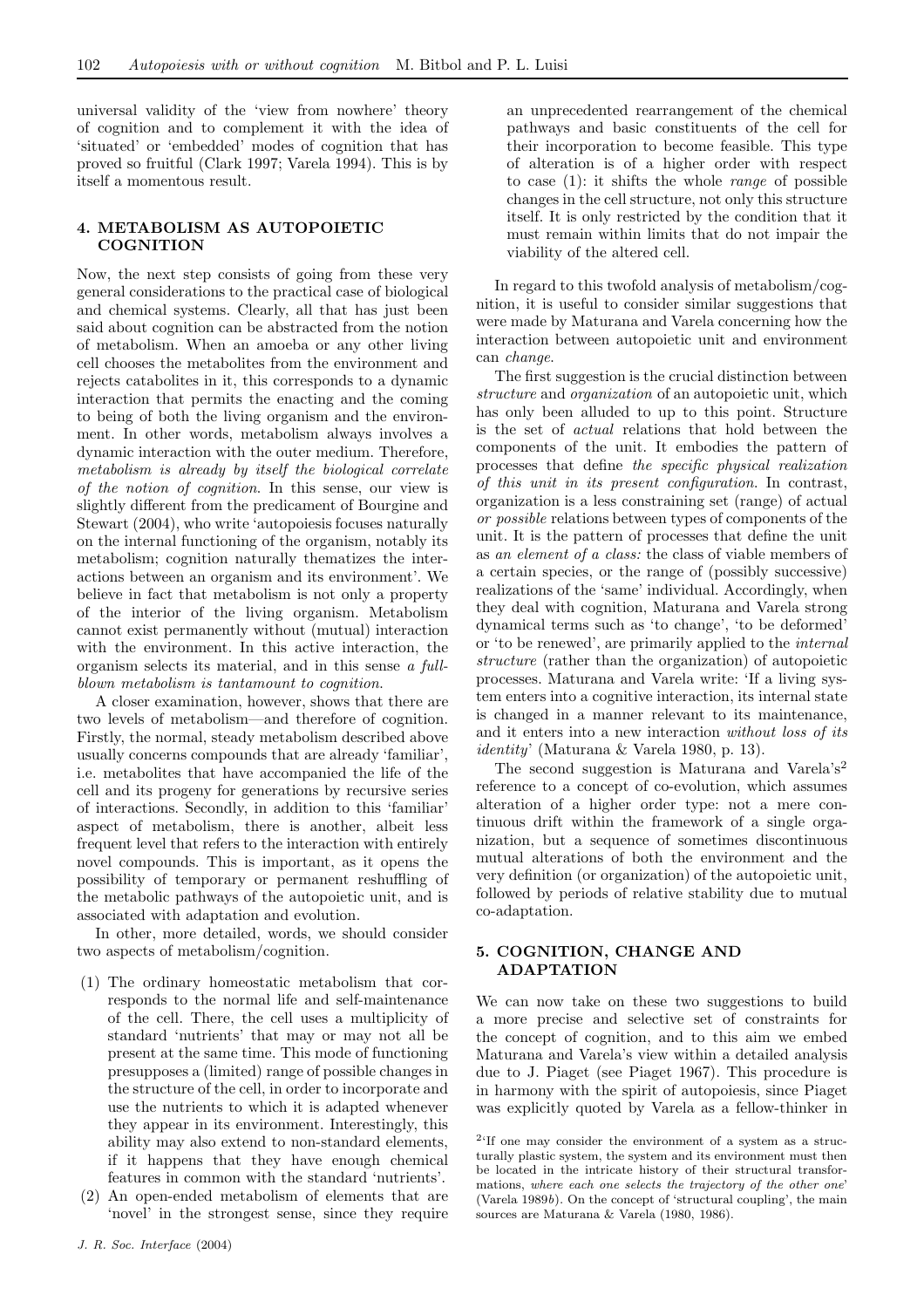universal validity of the 'view from nowhere' theory of cognition and to complement it with the idea of 'situated' or 'embedded' modes of cognition that has proved so fruitful (Clark 1997; Varela 1994). This is by itself a momentous result.

## 4. METABOLISM AS AUTOPOIETIC COGNITION

Now, the next step consists of going from these very general considerations to the practical case of biological and chemical systems. Clearly, all that has just been said about cognition can be abstracted from the notion of metabolism. When an amoeba or any other living cell chooses the metabolites from the environment and rejects catabolites in it, this corresponds to a dynamic interaction that permits the enacting and the coming to being of both the living organism and the environment. In other words, metabolism always involves a dynamic interaction with the outer medium. Therefore, *metabolism is already by itself the biological correlate of the notion of cognition*. In this sense, our view is slightly different from the predicament of Bourgine and Stewart (2004), who write 'autopoiesis focuses naturally on the internal functioning of the organism, notably its metabolism; cognition naturally thematizes the interactions between an organism and its environment'. We believe in fact that metabolism is not only a property of the interior of the living organism. Metabolism cannot exist permanently without (mutual) interaction with the environment. In this active interaction, the organism selects its material, and in this sense *a full-blown metabolism is tantamount to cognition*.

A closer examination, however, shows that there are two levels of metabolism—and therefore of cognition. Firstly, the normal, steady metabolism described above usually concerns compounds that are already 'familiar', i.e. metabolites that have accompanied the life of the cell and its progeny for generations by recursive series of interactions. Secondly, in addition to this 'familiar' aspect of metabolism, there is another, albeit less frequent level that refers to the interaction with entirely novel compounds. This is important, as it opens the possibility of temporary or permanent reshuffling of the metabolic pathways of the autopoietic unit, and is associated with adaptation and evolution.

In other, more detailed, words, we should consider two aspects of metabolism/cognition.

1. The ordinary homeostatic metabolism that corresponds to the normal life and self-maintenance of the cell. There, the cell uses a multiplicity of standard 'nutrients' that may or may not all be present at the same time. This mode of functioning presupposes a (limited) range of possible changes in the structure of the cell, in order to incorporate and use the nutrients to which it is adapted whenever they appear in its environment. Interestingly, this ability may also extend to non-standard elements, if it happens that they have enough chemical features in common with the standard 'nutrients'.
2. An open-ended metabolism of elements that are 'novel' in the strongest sense, since they require an unprecedented rearrangement of the chemical pathways and basic constituents of the cell for their incorporation to become feasible. This type of alteration is of a higher order with respect to case (1): it shifts the whole *range* of possible changes in the cell structure, not only this structure itself. It is only restricted by the condition that it must remain within limits that do not impair the viability of the altered cell.

In regard to this twofold analysis of metabolism/cognition, it is useful to consider similar suggestions that were made by Maturana and Varela concerning how the interaction between autopoietic unit and environment can *change*.

The first suggestion is the crucial distinction between *structure* and *organization* of an autopoietic unit, which has only been alluded to up to this point. Structure is the set of *actual* relations that hold between the components of the unit. It embodies the pattern of processes that define *the specific physical realization of this unit in its present configuration*. In contrast, organization is a less constraining set (range) of actual *or possible* relations between types of components of the unit. It is the pattern of processes that define the unit as *an element of a class:* the class of viable members of a certain species, or the range of (possibly successive) realizations of the 'same' individual. Accordingly, when they deal with cognition, Maturana and Varela strong dynamical terms such as 'to change', 'to be deformed' or 'to be renewed', are primarily applied to the *internal structure* (rather than the organization) of autopoietic processes. Maturana and Varela write: 'If a living system enters into a cognitive interaction, its internal state is changed in a manner relevant to its maintenance, and it enters into a new interaction *without loss of its identity*' (Maturana & Varela 1980, p. 13).

The second suggestion is Maturana and Varela's[2] reference to a concept of co-evolution, which assumes alteration of a higher order type: not a mere continuous drift within the framework of a single organization, but a sequence of sometimes discontinuous mutual alterations of both the environment and the very definition (or organization) of the autopoietic unit, followed by periods of relative stability due to mutual co-adaptation.

## 5. COGNITION, CHANGE AND ADAPTATION

We can now take on these two suggestions to build a more precise and selective set of constraints for the concept of cognition, and to this aim we embed Maturana and Varela's view within a detailed analysis due to J. Piaget (see Piaget 1967). This procedure is in harmony with the spirit of autopoiesis, since Piaget was explicitly quoted by Varela as a fellow-thinker in

[2] 'If one may consider the environment of a system as a structurally plastic system, the system and its environment must then be located in the intricate history of their structural transformations, *where each one selects the trajectory of the other one*' (Varela 1989*b*). On the concept of 'structural coupling', the main sources are Maturana & Varela (1980, 1986).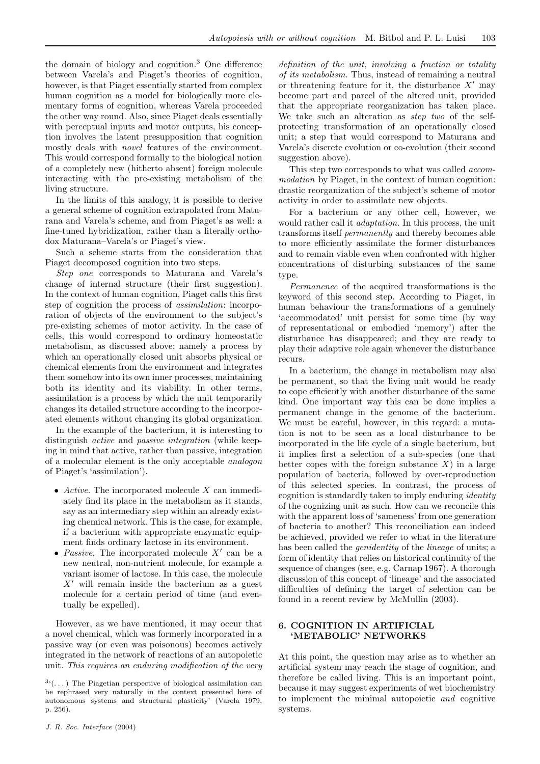the domain of biology and cognition.[3] One difference between Varela's and Piaget's theories of cognition, however, is that Piaget essentially started from complex human cognition as a model for biologically more elementary forms of cognition, whereas Varela proceeded the other way round. Also, since Piaget deals essentially with perceptual inputs and motor outputs, his conception involves the latent presupposition that cognition mostly deals with *novel* features of the environment. This would correspond formally to the biological notion of a completely new (hitherto absent) foreign molecule interacting with the pre-existing metabolism of the living structure.

In the limits of this analogy, it is possible to derive a general scheme of cognition extrapolated from Maturana and Varela's scheme, and from Piaget's as well: a fine-tuned hybridization, rather than a literally orthodox Maturana–Varela's or Piaget's view.

Such a scheme starts from the consideration that Piaget decomposed cognition into two steps.

*Step one* corresponds to Maturana and Varela's change of internal structure (their first suggestion). In the context of human cognition, Piaget calls this first step of cognition the process of *assimilation*: incorporation of objects of the environment to the subject's pre-existing schemes of motor activity. In the case of cells, this would correspond to ordinary homeostatic metabolism, as discussed above; namely a process by which an operationally closed unit absorbs physical or chemical elements from the environment and integrates them somehow into its own inner processes, maintaining both its identity and its viability. In other terms, assimilation is a process by which the unit temporarily changes its detailed structure according to the incorporated elements without changing its global organization.

In the example of the bacterium, it is interesting to distinguish *active* and *passive integration* (while keeping in mind that active, rather than passive, integration of a molecular element is the only acceptable *analogon* of Piaget's 'assimilation').

- *Active.* The incorporated molecule $X$ can immediately find its place in the metabolism as it stands, say as an intermediary step within an already existing chemical network. This is the case, for example, if a bacterium with appropriate enzymatic equipment finds ordinary lactose in its environment.
- *Passive.* The incorporated molecule $X'$ can be a new neutral, non-nutrient molecule, for example a variant isomer of lactose. In this case, the molecule $X'$ will remain inside the bacterium as a guest molecule for a certain period of time (and eventually be expelled).

However, as we have mentioned, it may occur that a novel chemical, which was formerly incorporated in a passive way (or even was poisonous) becomes actively integrated in the network of reactions of an autopoietic unit. *This requires an enduring modification of the very definition of the unit, involving a fraction or totality of its metabolism.* Thus, instead of remaining a neutral or threatening feature for it, the disturbance $X'$ may become part and parcel of the altered unit, provided that the appropriate reorganization has taken place. We take such an alteration as *step two* of the self-protecting transformation of an operationally closed unit; a step that would correspond to Maturana and Varela's discrete evolution or co-evolution (their second suggestion above).

This step two corresponds to what was called *accommodation* by Piaget, in the context of human cognition: drastic reorganization of the subject's scheme of motor activity in order to assimilate new objects.

For a bacterium or any other cell, however, we would rather call it *adaptation.* In this process, the unit transforms itself *permanently* and thereby becomes able to more efficiently assimilate the former disturbances and to remain viable even when confronted with higher concentrations of disturbing substances of the same type.

*Permanence* of the acquired transformations is the keyword of this second step. According to Piaget, in human behaviour the transformations of a genuinely 'accommodated' unit persist for some time (by way of representational or embodied 'memory') after the disturbance has disappeared; and they are ready to play their adaptive role again whenever the disturbance recurs.

In a bacterium, the change in metabolism may also be permanent, so that the living unit would be ready to cope efficiently with another disturbance of the same kind. One important way this can be done implies a permanent change in the genome of the bacterium. We must be careful, however, in this regard: a mutation is not to be seen as a local disturbance to be incorporated in the life cycle of a single bacterium, but it implies first a selection of a sub-species (one that better copes with the foreign substance $X$) in a large population of bacteria, followed by over-reproduction of this selected species. In contrast, the process of cognition is standardly taken to imply enduring *identity* of the cognizing unit as such. How can we reconcile this with the apparent loss of 'sameness' from one generation of bacteria to another? This reconciliation can indeed be achieved, provided we refer to what in the literature has been called the *genidentity* of the *lineage* of units; a form of identity that relies on historical continuity of the sequence of changes (see, e.g. Carnap 1967). A thorough discussion of this concept of 'lineage' and the associated difficulties of defining the target of selection can be found in a recent review by McMullin (2003).

## 6. COGNITION IN ARTIFICIAL 'METABOLIC' NETWORKS

At this point, the question may arise as to whether an artificial system may reach the stage of cognition, and therefore be called living. This is an important point, because it may suggest experiments of wet biochemistry to implement the minimal autopoietic *and* cognitive systems.

[3] '(...) The Piagetian perspective of biological assimilation can be rephrased very naturally in the context presented here of autonomous systems and structural plasticity' (Varela 1979, p. 256).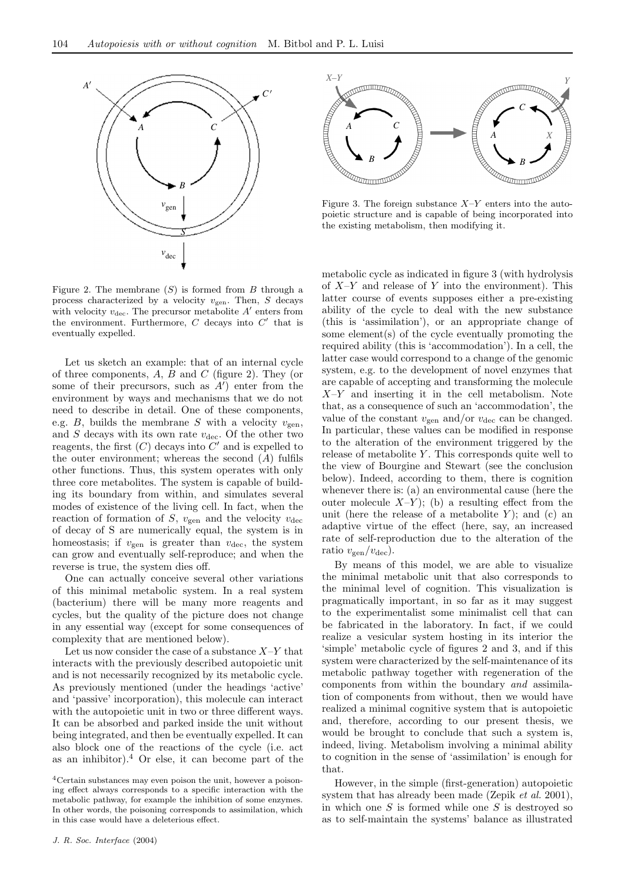A′

C′

A

C

B

$v_{\text{gen}}$

S

$v_{\text{dec}}$

Figure 2. The membrane ($S$) is formed from $B$ through a process characterized by a velocity $v_{\text{gen}}$. Then, $S$ decays with velocity $v_{\text{dec}}$. The precursor metabolite $A'$ enters from the environment. Furthermore, $C$ decays into $C'$ that is eventually expelled.

X–Y

A

C

B

Y

C

A

X

B

Figure 3. The foreign substance $X$–$Y$ enters into the autopoietic structure and is capable of being incorporated into the existing metabolism, then modifying it.

Let us sketch an example: that of an internal cycle of three components, $A$, $B$ and $C$ (figure 2). They (or some of their precursors, such as $A'$) enter from the environment by ways and mechanisms that we do not need to describe in detail. One of these components, e.g. $B$, builds the membrane $S$ with a velocity $v_{\text{gen}}$, and $S$ decays with its own rate $v_{\text{dec}}$. Of the other two reagents, the first ($C$) decays into $C'$ and is expelled to the outer environment; whereas the second ($A$) fulfils other functions. Thus, this system operates with only three core metabolites. The system is capable of building its boundary from within, and simulates several modes of existence of the living cell. In fact, when the reaction of formation of $S$, $v_{\text{gen}}$ and the velocity $v_{\text{dec}}$ of decay of S are numerically equal, the system is in homeostasis; if $v_{\text{gen}}$ is greater than $v_{\text{dec}}$, the system can grow and eventually self-reproduce; and when the reverse is true, the system dies off.

One can actually conceive several other variations of this minimal metabolic system. In a real system (bacterium) there will be many more reagents and cycles, but the quality of the picture does not change in any essential way (except for some consequences of complexity that are mentioned below).

Let us now consider the case of a substance $X$–$Y$ that interacts with the previously described autopoietic unit and is not necessarily recognized by its metabolic cycle. As previously mentioned (under the headings 'active' and 'passive' incorporation), this molecule can interact with the autopoietic unit in two or three different ways. It can be absorbed and parked inside the unit without being integrated, and then be eventually expelled. It can also block one of the reactions of the cycle (i.e. act as an inhibitor).[4] Or else, it can become part of the metabolic cycle as indicated in figure 3 (with hydrolysis of $X$–$Y$ and release of $Y$ into the environment). This latter course of events supposes either a pre-existing ability of the cycle to deal with the new substance (this is 'assimilation'), or an appropriate change of some element(s) of the cycle eventually promoting the required ability (this is 'accommodation'). In a cell, the latter case would correspond to a change of the genomic system, e.g. to the development of novel enzymes that are capable of accepting and transforming the molecule $X$–$Y$ and inserting it in the cell metabolism. Note that, as a consequence of such an 'accommodation', the value of the constant $v_{\text{gen}}$ and/or $v_{\text{dec}}$ can be changed. In particular, these values can be modified in response to the alteration of the environment triggered by the release of metabolite $Y$. This corresponds quite well to the view of Bourgine and Stewart (see the conclusion below). Indeed, according to them, there is cognition whenever there is: (a) an environmental cause (here the outer molecule $X$–$Y$); (b) a resulting effect from the unit (here the release of a metabolite $Y$); and (c) an adaptive virtue of the effect (here, say, an increased rate of self-reproduction due to the alteration of the ratio $v_{\text{gen}}/v_{\text{dec}}$).

By means of this model, we are able to visualize the minimal metabolic unit that also corresponds to the minimal level of cognition. This visualization is pragmatically important, in so far as it may suggest to the experimentalist some minimalist cell that can be fabricated in the laboratory. In fact, if we could realize a vesicular system hosting in its interior the 'simple' metabolic cycle of figures 2 and 3, and if this system were characterized by the self-maintenance of its metabolic pathway together with regeneration of the components from within the boundary *and* assimilation of components from without, then we would have realized a minimal cognitive system that is autopoietic and, therefore, according to our present thesis, we would be brought to conclude that such a system is, indeed, living. Metabolism involving a minimal ability to cognition in the sense of 'assimilation' is enough for that.

However, in the simple (first-generation) autopoietic system that has already been made (Zepik *et al.* 2001), in which one $S$ is formed while one $S$ is destroyed so as to self-maintain the systems' balance as illustrated

[4] Certain substances may even poison the unit, however a poisoning effect always corresponds to a specific interaction with the metabolic pathway, for example the inhibition of some enzymes. In other words, the poisoning corresponds to assimilation, which in this case would have a deleterious effect.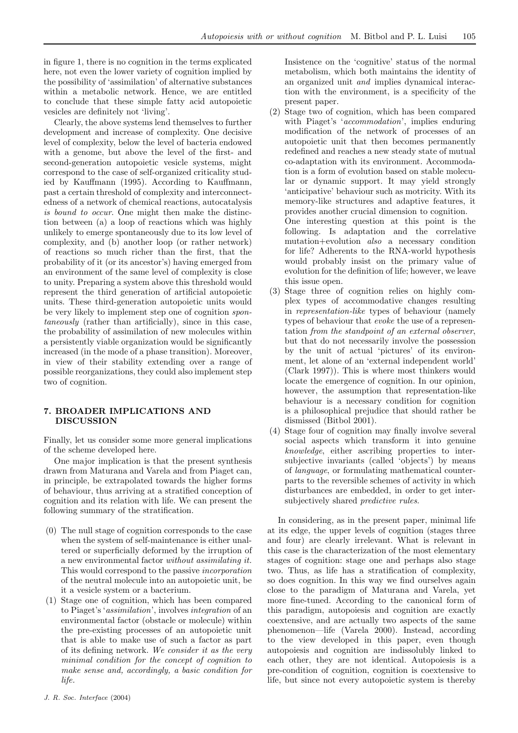in figure 1, there is no cognition in the terms explicated here, not even the lower variety of cognition implied by the possibility of 'assimilation' of alternative substances within a metabolic network. Hence, we are entitled to conclude that these simple fatty acid autopoietic vesicles are definitely not 'living'.

Clearly, the above systems lend themselves to further development and increase of complexity. One decisive level of complexity, below the level of bacteria endowed with a genome, but above the level of the first- and second-generation autopoietic vesicle systems, might correspond to the case of self-organized criticality studied by Kauffmann (1995). According to Kauffmann, past a certain threshold of complexity and interconnectedness of a network of chemical reactions, autocatalysis *is bound to occur*. One might then make the distinction between (a) a loop of reactions which was highly unlikely to emerge spontaneously due to its low level of complexity, and (b) another loop (or rather network) of reactions so much richer than the first, that the probability of it (or its ancestor's) having emerged from an environment of the same level of complexity is close to unity. Preparing a system above this threshold would represent the third generation of artificial autopoietic units. These third-generation autopoietic units would be very likely to implement step one of cognition *spontaneously* (rather than artificially), since in this case, the probability of assimilation of new molecules within a persistently viable organization would be significantly increased (in the mode of a phase transition). Moreover, in view of their stability extending over a range of possible reorganizations, they could also implement step two of cognition.

## 7. BROADER IMPLICATIONS AND DISCUSSION

Finally, let us consider some more general implications of the scheme developed here.

One major implication is that the present synthesis drawn from Maturana and Varela and from Piaget can, in principle, be extrapolated towards the higher forms of behaviour, thus arriving at a stratified conception of cognition and its relation with life. We can present the following summary of the stratification.

(0) The null stage of cognition corresponds to the case when the system of self-maintenance is either unaltered or superficially deformed by the irruption of a new environmental factor *without assimilating it.* This would correspond to the passive *incorporation* of the neutral molecule into an autopoietic unit, be it a vesicle system or a bacterium.

(1) Stage one of cognition, which has been compared to Piaget's '*assimilation*', involves *integration* of an environmental factor (obstacle or molecule) within the pre-existing processes of an autopoietic unit that is able to make use of such a factor as part of its defining network. *We consider it as the very minimal condition for the concept of cognition to make sense and, accordingly, a basic condition for life.*

Insistence on the 'cognitive' status of the normal metabolism, which both maintains the identity of an organized unit *and* implies dynamical interaction with the environment, is a specificity of the present paper.

(2) Stage two of cognition, which has been compared with Piaget's '*accommodation*', implies enduring modification of the network of processes of an autopoietic unit that then becomes permanently redefined and reaches a new steady state of mutual co-adaptation with its environment. Accommodation is a form of evolution based on stable molecular or dynamic support. It may yield strongly 'anticipative' behaviour such as motricity. With its memory-like structures and adaptive features, it provides another crucial dimension to cognition.

One interesting question at this point is the following. Is adaptation and the correlative mutation+evolution *also* a necessary condition for life? Adherents to the RNA-world hypothesis would probably insist on the primary value of evolution for the definition of life; however, we leave this issue open.

(3) Stage three of cognition relies on highly complex types of accommodative changes resulting in *representation-like* types of behaviour (namely types of behaviour that *evoke* the use of a representation *from the standpoint of an external observer*, but that do not necessarily involve the possession by the unit of actual 'pictures' of its environment, let alone of an 'external independent world' (Clark 1997)). This is where most thinkers would locate the emergence of cognition. In our opinion, however, the assumption that representation-like behaviour is a necessary condition for cognition is a philosophical prejudice that should rather be dismissed (Bitbol 2001).

(4) Stage four of cognition may finally involve several social aspects which transform it into genuine *knowledge*, either ascribing properties to intersubjective invariants (called 'objects') by means of *language*, or formulating mathematical counterparts to the reversible schemes of activity in which disturbances are embedded, in order to get intersubjectively shared *predictive rules*.

In considering, as in the present paper, minimal life at its edge, the upper levels of cognition (stages three and four) are clearly irrelevant. What is relevant in this case is the characterization of the most elementary stages of cognition: stage one and perhaps also stage two. Thus, as life has a stratification of complexity, so does cognition. In this way we find ourselves again close to the paradigm of Maturana and Varela, yet more fine-tuned. According to the canonical form of this paradigm, autopoiesis and cognition are exactly coextensive, and are actually two aspects of the same phenomenon—life (Varela 2000). Instead, according to the view developed in this paper, even though autopoiesis and cognition are indissolubly linked to each other, they are not identical. Autopoiesis is a pre-condition of cognition, cognition is coextensive to life, but since not every autopoietic system is thereby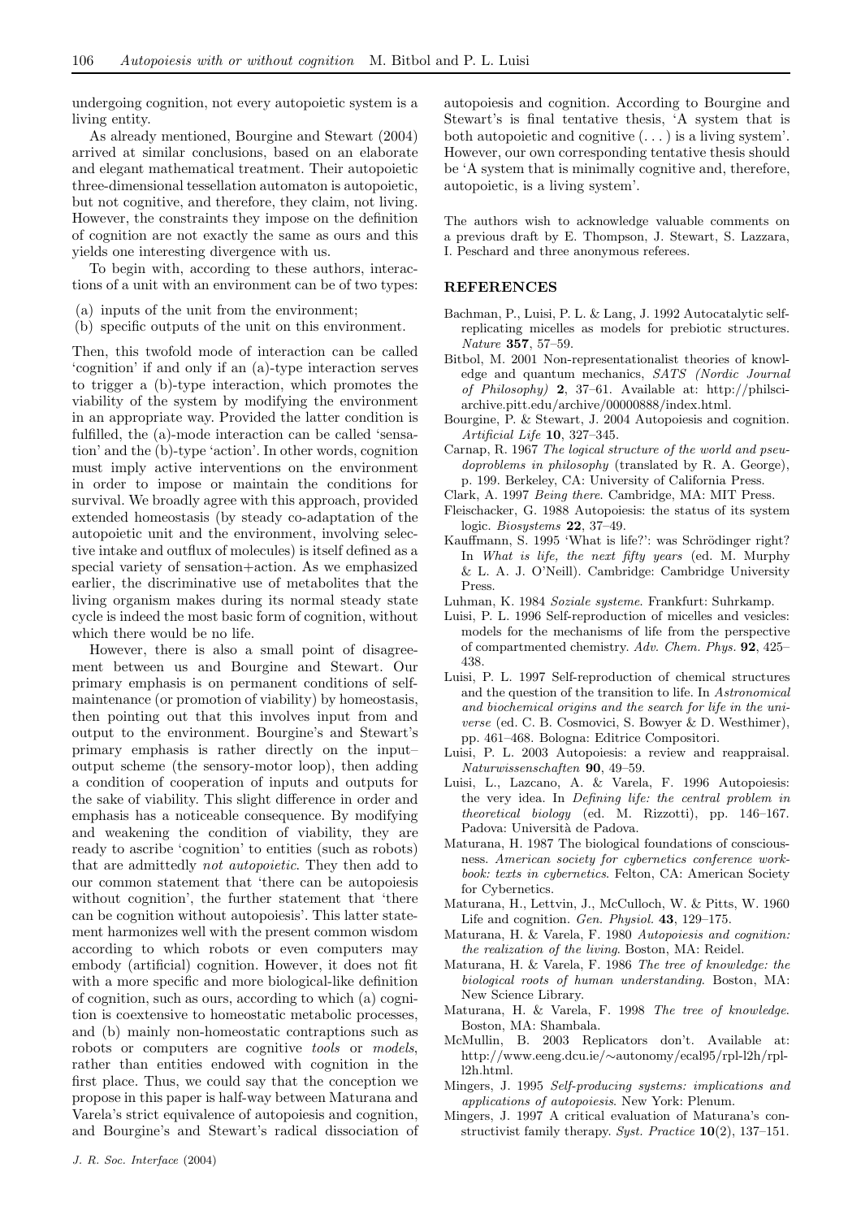undergoing cognition, not every autopoietic system is a living entity.

As already mentioned, Bourgine and Stewart (2004) arrived at similar conclusions, based on an elaborate and elegant mathematical treatment. Their autopoietic three-dimensional tessellation automaton is autopoietic, but not cognitive, and therefore, they claim, not living. However, the constraints they impose on the definition of cognition are not exactly the same as ours and this yields one interesting divergence with us.

To begin with, according to these authors, interactions of a unit with an environment can be of two types:

(a) inputs of the unit from the environment;
(b) specific outputs of the unit on this environment.

Then, this twofold mode of interaction can be called 'cognition' if and only if an (a)-type interaction serves to trigger a (b)-type interaction, which promotes the viability of the system by modifying the environment in an appropriate way. Provided the latter condition is fulfilled, the (a)-mode interaction can be called 'sensation' and the (b)-type 'action'. In other words, cognition must imply active interventions on the environment in order to impose or maintain the conditions for survival. We broadly agree with this approach, provided extended homeostasis (by steady co-adaptation of the autopoietic unit and the environment, involving selective intake and outflux of molecules) is itself defined as a special variety of sensation+action. As we emphasized earlier, the discriminative use of metabolites that the living organism makes during its normal steady state cycle is indeed the most basic form of cognition, without which there would be no life.

However, there is also a small point of disagreement between us and Bourgine and Stewart. Our primary emphasis is on permanent conditions of self-maintenance (or promotion of viability) by homeostasis, then pointing out that this involves input from and output to the environment. Bourgine's and Stewart's primary emphasis is rather directly on the input–output scheme (the sensory-motor loop), then adding a condition of cooperation of inputs and outputs for the sake of viability. This slight difference in order and emphasis has a noticeable consequence. By modifying and weakening the condition of viability, they are ready to ascribe 'cognition' to entities (such as robots) that are admittedly *not autopoietic*. They then add to our common statement that 'there can be autopoiesis without cognition', the further statement that 'there can be cognition without autopoiesis'. This latter statement harmonizes well with the present common wisdom according to which robots or even computers may embody (artificial) cognition. However, it does not fit with a more specific and more biological-like definition of cognition, such as ours, according to which (a) cognition is coextensive to homeostatic metabolic processes, and (b) mainly non-homeostatic contraptions such as robots or computers are cognitive *tools* or *models*, rather than entities endowed with cognition in the first place. Thus, we could say that the conception we propose in this paper is half-way between Maturana and Varela's strict equivalence of autopoiesis and cognition, and Bourgine's and Stewart's radical dissociation of autopoiesis and cognition. According to Bourgine and Stewart's is final tentative thesis, 'A system that is both autopoietic and cognitive (. . . ) is a living system'. However, our own corresponding tentative thesis should be 'A system that is minimally cognitive and, therefore, autopoietic, is a living system'.

The authors wish to acknowledge valuable comments on a previous draft by E. Thompson, J. Stewart, S. Lazzara, I. Peschard and three anonymous referees.

## REFERENCES

Bachman, P., Luisi, P. L. & Lang, J. 1992 Autocatalytic self-replicating micelles as models for prebiotic structures. *Nature* **357**, 57–59.

Bitbol, M. 2001 Non-representationalist theories of knowledge and quantum mechanics, *SATS (Nordic Journal of Philosophy)* **2**, 37–61. Available at: http://philsci-archive.pitt.edu/archive/00000888/index.html.

Bourgine, P. & Stewart, J. 2004 Autopoiesis and cognition. *Artificial Life* **10**, 327–345.

Carnap, R. 1967 *The logical structure of the world and pseudoproblems in philosophy* (translated by R. A. George), p. 199. Berkeley, CA: University of California Press.

Clark, A. 1997 *Being there*. Cambridge, MA: MIT Press.

Fleischacker, G. 1988 Autopoiesis: the status of its system logic. *Biosystems* **22**, 37–49.

Kauffmann, S. 1995 'What is life?': was Schrödinger right? In *What is life, the next fifty years* (ed. M. Murphy & L. A. J. O'Neill). Cambridge: Cambridge University Press.

Luhman, K. 1984 *Soziale systeme*. Frankfurt: Suhrkamp.

Luisi, P. L. 1996 Self-reproduction of micelles and vesicles: models for the mechanisms of life from the perspective of compartmented chemistry. *Adv. Chem. Phys.* **92**, 425–438.

Luisi, P. L. 1997 Self-reproduction of chemical structures and the question of the transition to life. In *Astronomical and biochemical origins and the search for life in the universe* (ed. C. B. Cosmovici, S. Bowyer & D. Westhimer), pp. 461–468. Bologna: Editrice Compositori.

Luisi, P. L. 2003 Autopoiesis: a review and reappraisal. *Naturwissenschaften* **90**, 49–59.

Luisi, L., Lazcano, A. & Varela, F. 1996 Autopoiesis: the very idea. In *Defining life: the central problem in theoretical biology* (ed. M. Rizzotti), pp. 146–167. Padova: Università de Padova.

Maturana, H. 1987 The biological foundations of consciousness. *American society for cybernetics conference workbook: texts in cybernetics*. Felton, CA: American Society for Cybernetics.

Maturana, H., Lettvin, J., McCulloch, W. & Pitts, W. 1960 Life and cognition. *Gen. Physiol.* **43**, 129–175.

Maturana, H. & Varela, F. 1980 *Autopoiesis and cognition: the realization of the living*. Boston, MA: Reidel.

Maturana, H. & Varela, F. 1986 *The tree of knowledge: the biological roots of human understanding*. Boston, MA: New Science Library.

Maturana, H. & Varela, F. 1998 *The tree of knowledge*. Boston, MA: Shambala.

McMullin, B. 2003 Replicators don't. Available at: http://www.eeng.dcu.ie/∼autonomy/ecal95/rpl-l2h/rpl-l2h.html.

Mingers, J. 1995 *Self-producing systems: implications and applications of autopoiesis*. New York: Plenum.

Mingers, J. 1997 A critical evaluation of Maturana's constructivist family therapy. *Syst. Practice* **10**(2), 137–151.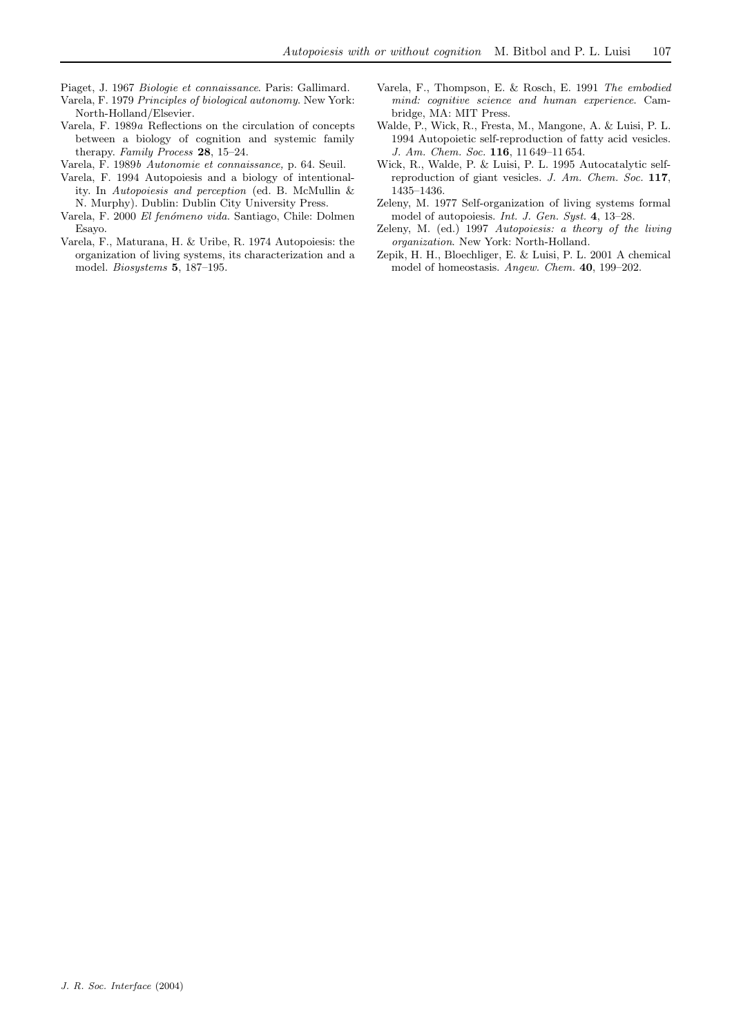Piaget, J. 1967 *Biologie et connaissance*. Paris: Gallimard.

Varela, F. 1979 *Principles of biological autonomy*. New York: North-Holland/Elsevier.

Varela, F. 1989*a* Reflections on the circulation of concepts between a biology of cognition and systemic family therapy. *Family Process* **28**, 15–24.

Varela, F. 1989*b* *Autonomie et connaissance,* p. 64. Seuil.

Varela, F. 1994 Autopoiesis and a biology of intentionality. In *Autopoiesis and perception* (ed. B. McMullin & N. Murphy). Dublin: Dublin City University Press.

Varela, F. 2000 *El fenómeno vida*. Santiago, Chile: Dolmen Esayo.

Varela, F., Maturana, H. & Uribe, R. 1974 Autopoiesis: the organization of living systems, its characterization and a model. *Biosystems* **5**, 187–195.

Varela, F., Thompson, E. & Rosch, E. 1991 *The embodied mind: cognitive science and human experience*. Cambridge, MA: MIT Press.

Walde, P., Wick, R., Fresta, M., Mangone, A. & Luisi, P. L. 1994 Autopoietic self-reproduction of fatty acid vesicles. *J. Am. Chem. Soc.* **116**, 11 649–11 654.

Wick, R., Walde, P. & Luisi, P. L. 1995 Autocatalytic self-reproduction of giant vesicles. *J. Am. Chem. Soc.* **117**, 1435–1436.

Zeleny, M. 1977 Self-organization of living systems formal model of autopoiesis. *Int. J. Gen. Syst.* **4**, 13–28.

Zeleny, M. (ed.) 1997 *Autopoiesis: a theory of the living organization*. New York: North-Holland.

Zepik, H. H., Bloechliger, E. & Luisi, P. L. 2001 A chemical model of homeostasis. *Angew. Chem.* **40**, 199–202.